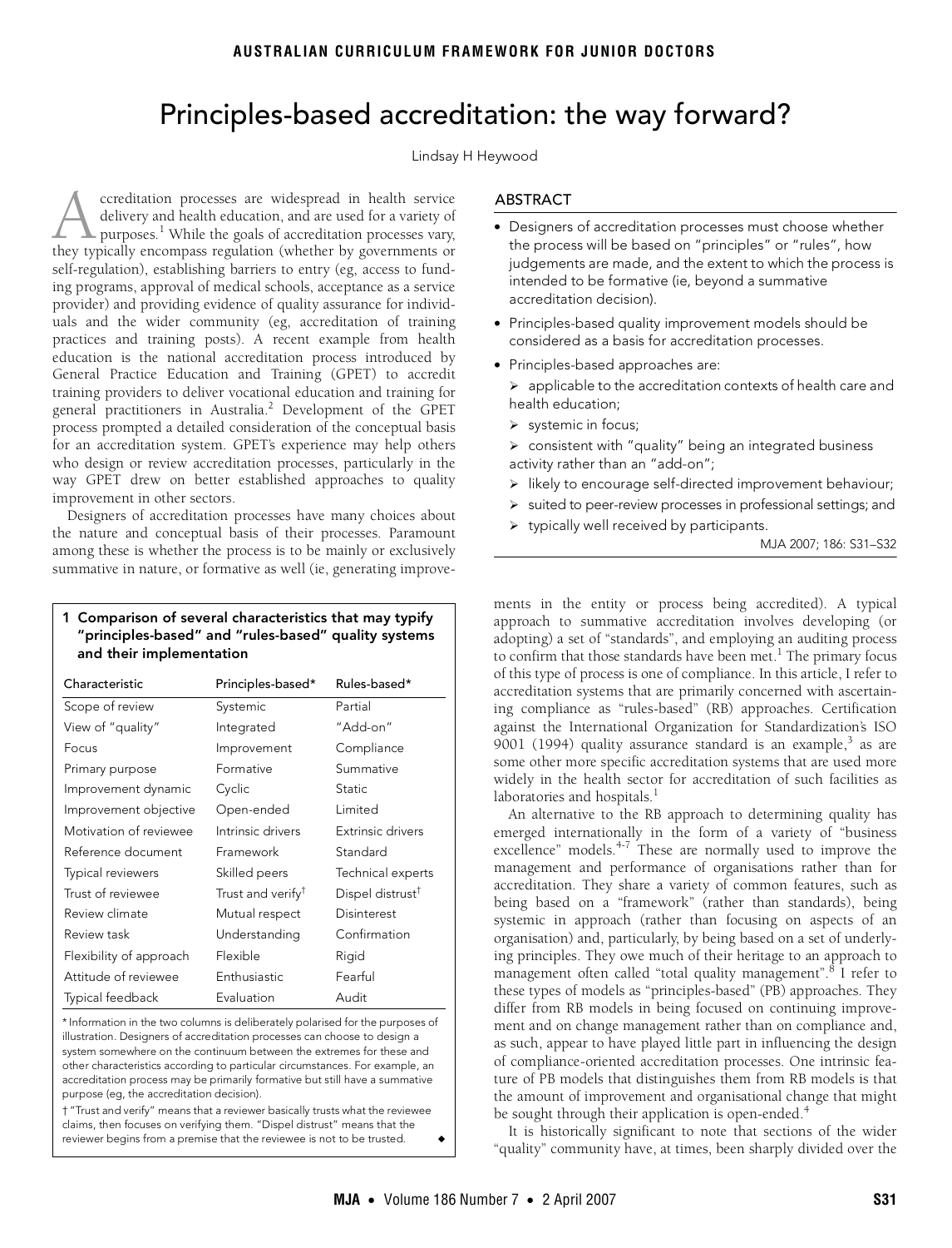# Principles-based accreditation: the way forward?

Lindsay H Heywood

## ABSTRACT

- Designers of accreditation processes must choose whether the process will be based on "principles" or "rules", how judgements are made, and the extent to which the process is intended to be formative (ie, beyond a summative accreditation decision).
- Principles-based quality improvement models should be considered as a basis for accreditation processes.
- Principles-based approaches are:
  - applicable to the accreditation contexts of health care and health education;
  - systemic in focus;
  - consistent with "quality" being an integrated business activity rather than an "add-on";
  - likely to encourage self-directed improvement behaviour;
  - suited to peer-review processes in professional settings; and
  - typically well received by participants.

MJA 2007; 186: S31–S32

Accreditation processes are widespread in health service delivery and health education, and are used for a variety of purposes.[1] While the goals of accreditation processes vary, they typically encompass regulation (whether by governments or self-regulation), establishing barriers to entry (eg, access to funding programs, approval of medical schools, acceptance as a service provider) and providing evidence of quality assurance for individuals and the wider community (eg, accreditation of training practices and training posts). A recent example from health education is the national accreditation process introduced by General Practice Education and Training (GPET) to accredit training providers to deliver vocational education and training for general practitioners in Australia.[2] Development of the GPET process prompted a detailed consideration of the conceptual basis for an accreditation system. GPET's experience may help others who design or review accreditation processes, particularly in the way GPET drew on better established approaches to quality improvement in other sectors.

Designers of accreditation processes have many choices about the nature and conceptual basis of their processes. Paramount among these is whether the process is to be mainly or exclusively summative in nature, or formative as well (ie, generating improvements in the entity or process being accredited). A typical approach to summative accreditation involves developing (or adopting) a set of "standards", and employing an auditing process to confirm that those standards have been met.[1] The primary focus of this type of process is one of compliance. In this article, I refer to accreditation systems that are primarily concerned with ascertaining compliance as "rules-based" (RB) approaches. Certification against the International Organization for Standardization's ISO 9001 (1994) quality assurance standard is an example,[3] as are some other more specific accreditation systems that are used more widely in the health sector for accreditation of such facilities as laboratories and hospitals.[1]

An alternative to the RB approach to determining quality has emerged internationally in the form of a variety of "business excellence" models.[4-7] These are normally used to improve the management and performance of organisations rather than for accreditation. They share a variety of common features, such as being based on a "framework" (rather than standards), being systemic in approach (rather than focusing on aspects of an organisation) and, particularly, by being based on a set of underlying principles. They owe much of their heritage to an approach to management often called "total quality management".[8] I refer to these types of models as "principles-based" (PB) approaches. They differ from RB models in being focused on continuing improvement and on change management rather than on compliance and, as such, appear to have played little part in influencing the design of compliance-oriented accreditation processes. One intrinsic feature of PB models that distinguishes them from RB models is that the amount of improvement and organisational change that might be sought through their application is open-ended.[4]

It is historically significant to note that sections of the wider "quality" community have, at times, been sharply divided over the

**1 Comparison of several characteristics that may typify "principles-based" and "rules-based" quality systems and their implementation**

| Characteristic | Principles-based* | Rules-based* |
|---|---|---|
| Scope of review | Systemic | Partial |
| View of "quality" | Integrated | "Add-on" |
| Focus | Improvement | Compliance |
| Primary purpose | Formative | Summative |
| Improvement dynamic | Cyclic | Static |
| Improvement objective | Open-ended | Limited |
| Motivation of reviewee | Intrinsic drivers | Extrinsic drivers |
| Reference document | Framework | Standard |
| Typical reviewers | Skilled peers | Technical experts |
| Trust of reviewee | Trust and verify† | Dispel distrust† |
| Review climate | Mutual respect | Disinterest |
| Review task | Understanding | Confirmation |
| Flexibility of approach | Flexible | Rigid |
| Attitude of reviewee | Enthusiastic | Fearful |
| Typical feedback | Evaluation | Audit |

\* Information in the two columns is deliberately polarised for the purposes of illustration. Designers of accreditation processes can choose to design a system somewhere on the continuum between the extremes for these and other characteristics according to particular circumstances. For example, an accreditation process may be primarily formative but still have a summative purpose (eg, the accreditation decision).

† "Trust and verify" means that a reviewer basically trusts what the reviewee claims, then focuses on verifying them. "Dispel distrust" means that the reviewer begins from a premise that the reviewee is not to be trusted.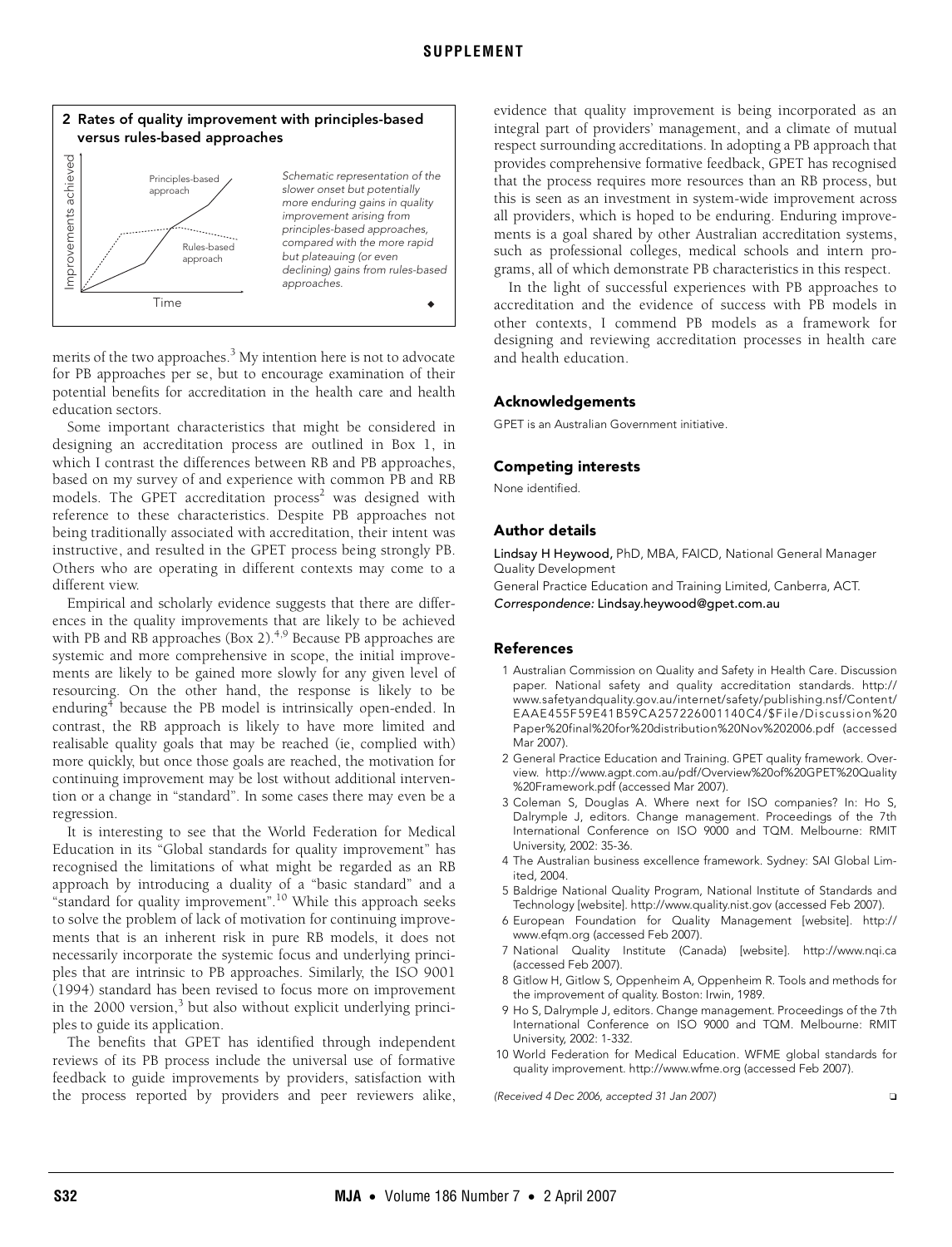**2 Rates of quality improvement with principles-based versus rules-based approaches**

Improvements achieved

Principles-based approach

Rules-based approach

Time

*Schematic representation of the slower onset but potentially more enduring gains in quality improvement arising from principles-based approaches, compared with the more rapid but plateauing (or even declining) gains from rules-based approaches.*

merits of the two approaches.[3] My intention here is not to advocate for PB approaches per se, but to encourage examination of their potential benefits for accreditation in the health care and health education sectors.

Some important characteristics that might be considered in designing an accreditation process are outlined in Box 1, in which I contrast the differences between RB and PB approaches, based on my survey of and experience with common PB and RB models. The GPET accreditation process[2] was designed with reference to these characteristics. Despite PB approaches not being traditionally associated with accreditation, their intent was instructive, and resulted in the GPET process being strongly PB. Others who are operating in different contexts may come to a different view.

Empirical and scholarly evidence suggests that there are differences in the quality improvements that are likely to be achieved with PB and RB approaches (Box 2).[4,9] Because PB approaches are systemic and more comprehensive in scope, the initial improvements are likely to be gained more slowly for any given level of resourcing. On the other hand, the response is likely to be enduring[4] because the PB model is intrinsically open-ended. In contrast, the RB approach is likely to have more limited and realisable quality goals that may be reached (ie, complied with) more quickly, but once those goals are reached, the motivation for continuing improvement may be lost without additional intervention or a change in "standard". In some cases there may even be a regression.

It is interesting to see that the World Federation for Medical Education in its "Global standards for quality improvement" has recognised the limitations of what might be regarded as an RB approach by introducing a duality of a "basic standard" and a "standard for quality improvement".[10] While this approach seeks to solve the problem of lack of motivation for continuing improvements that is an inherent risk in pure RB models, it does not necessarily incorporate the systemic focus and underlying principles that are intrinsic to PB approaches. Similarly, the ISO 9001 (1994) standard has been revised to focus more on improvement in the 2000 version,[3] but also without explicit underlying principles to guide its application.

The benefits that GPET has identified through independent reviews of its PB process include the universal use of formative feedback to guide improvements by providers, satisfaction with the process reported by providers and peer reviewers alike, evidence that quality improvement is being incorporated as an integral part of providers' management, and a climate of mutual respect surrounding accreditations. In adopting a PB approach that provides comprehensive formative feedback, GPET has recognised that the process requires more resources than an RB process, but this is seen as an investment in system-wide improvement across all providers, which is hoped to be enduring. Enduring improvements is a goal shared by other Australian accreditation systems, such as professional colleges, medical schools and intern programs, all of which demonstrate PB characteristics in this respect.

In the light of successful experiences with PB approaches to accreditation and the evidence of success with PB models in other contexts, I commend PB models as a framework for designing and reviewing accreditation processes in health care and health education.

## Acknowledgements

GPET is an Australian Government initiative.

## Competing interests

None identified.

## Author details

**Lindsay H Heywood,** PhD, MBA, FAICD, National General Manager Quality Development

General Practice Education and Training Limited, Canberra, ACT.

*Correspondence:* Lindsay.heywood@gpet.com.au

## References

1 Australian Commission on Quality and Safety in Health Care. Discussion paper. National safety and quality accreditation standards. http://www.safetyandquality.gov.au/internet/safety/publishing.nsf/Content/EAAE455F59E41B59CA257226001140C4/$File/Discussion%20Paper%20final%20for%20distribution%20Nov%202006.pdf (accessed Mar 2007).

2 General Practice Education and Training. GPET quality framework. Overview. http://www.agpt.com.au/pdf/Overview%20of%20GPET%20Quality%20Framework.pdf (accessed Mar 2007).

3 Coleman S, Douglas A. Where next for ISO companies? In: Ho S, Dalrymple J, editors. Change management. Proceedings of the 7th International Conference on ISO 9000 and TQM. Melbourne: RMIT University, 2002: 35-36.

4 The Australian business excellence framework. Sydney: SAI Global Limited, 2004.

5 Baldrige National Quality Program, National Institute of Standards and Technology [website]. http://www.quality.nist.gov (accessed Feb 2007).

6 European Foundation for Quality Management [website]. http://www.efqm.org (accessed Feb 2007).

7 National Quality Institute (Canada) [website]. http://www.nqi.ca (accessed Feb 2007).

8 Gitlow H, Gitlow S, Oppenheim A, Oppenheim R. Tools and methods for the improvement of quality. Boston: Irwin, 1989.

9 Ho S, Dalrymple J, editors. Change management. Proceedings of the 7th International Conference on ISO 9000 and TQM. Melbourne: RMIT University, 2002: 1-332.

10 World Federation for Medical Education. WFME global standards for quality improvement. http://www.wfme.org (accessed Feb 2007).

*(Received 4 Dec 2006, accepted 31 Jan 2007)*